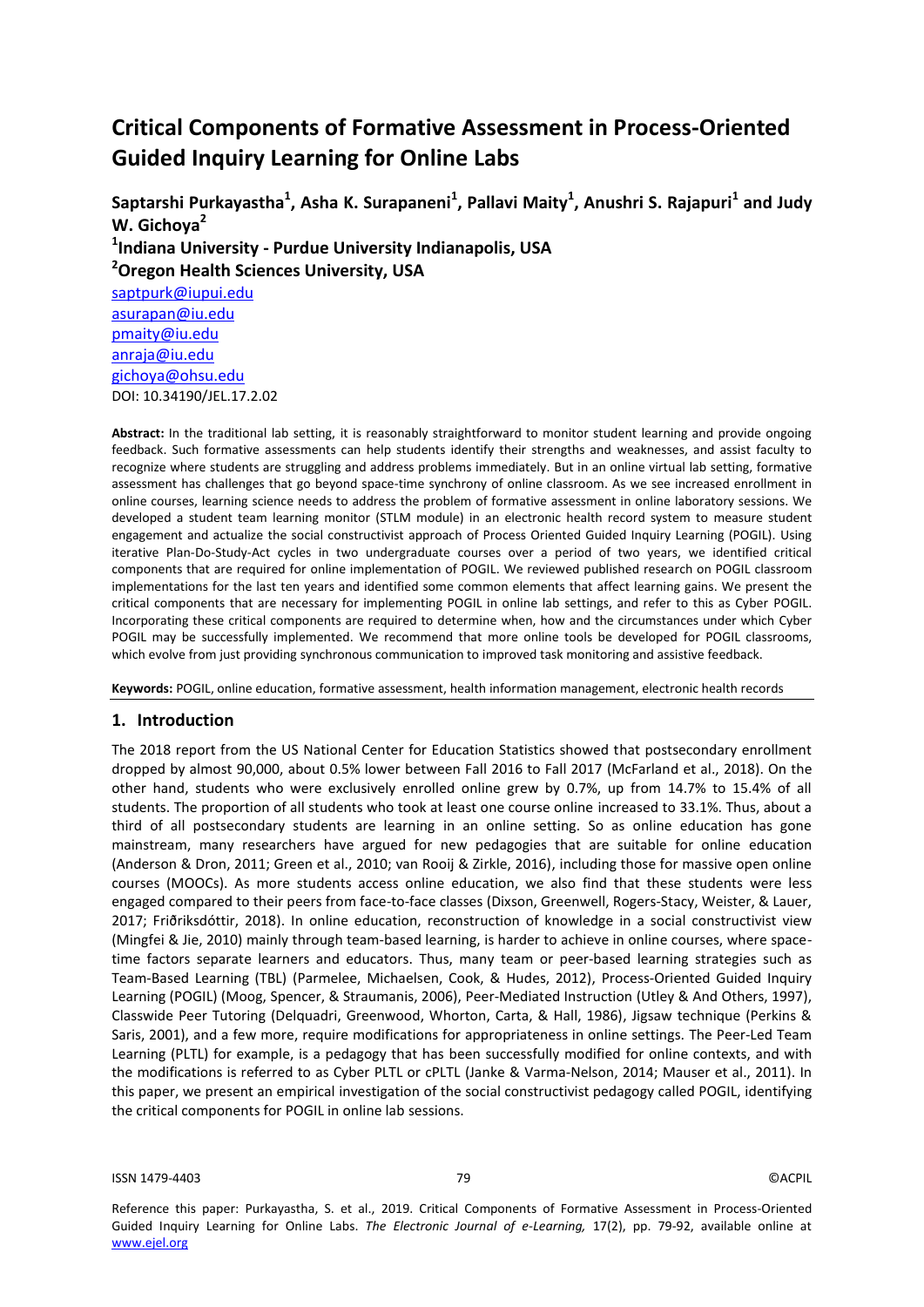# Critical Components of Formative Assessment in Process-Oriented Guided Inquiry Learning for Online Labs

**Saptarshi Purkayastha[1], Asha K. Surapaneni[1], Pallavi Maity[1], Anushri S. Rajapuri[1] and Judy W. Gichoya[2]**

**[1]Indiana University - Purdue University Indianapolis, USA**

**[2]Oregon Health Sciences University, USA**

saptpurk@iupui.edu
asurapan@iu.edu
pmaity@iu.edu
anraja@iu.edu
gichoya@ohsu.edu

DOI: 10.34190/JEL.17.2.02

**Abstract:** In the traditional lab setting, it is reasonably straightforward to monitor student learning and provide ongoing feedback. Such formative assessments can help students identify their strengths and weaknesses, and assist faculty to recognize where students are struggling and address problems immediately. But in an online virtual lab setting, formative assessment has challenges that go beyond space-time synchrony of online classroom. As we see increased enrollment in online courses, learning science needs to address the problem of formative assessment in online laboratory sessions. We developed a student team learning monitor (STLM module) in an electronic health record system to measure student engagement and actualize the social constructivist approach of Process Oriented Guided Inquiry Learning (POGIL). Using iterative Plan-Do-Study-Act cycles in two undergraduate courses over a period of two years, we identified critical components that are required for online implementation of POGIL. We reviewed published research on POGIL classroom implementations for the last ten years and identified some common elements that affect learning gains. We present the critical components that are necessary for implementing POGIL in online lab settings, and refer to this as Cyber POGIL. Incorporating these critical components are required to determine when, how and the circumstances under which Cyber POGIL may be successfully implemented. We recommend that more online tools be developed for POGIL classrooms, which evolve from just providing synchronous communication to improved task monitoring and assistive feedback.

**Keywords:** POGIL, online education, formative assessment, health information management, electronic health records

## 1. Introduction

The 2018 report from the US National Center for Education Statistics showed that postsecondary enrollment dropped by almost 90,000, about 0.5% lower between Fall 2016 to Fall 2017 (McFarland et al., 2018). On the other hand, students who were exclusively enrolled online grew by 0.7%, up from 14.7% to 15.4% of all students. The proportion of all students who took at least one course online increased to 33.1%. Thus, about a third of all postsecondary students are learning in an online setting. So as online education has gone mainstream, many researchers have argued for new pedagogies that are suitable for online education (Anderson & Dron, 2011; Green et al., 2010; van Rooij & Zirkle, 2016), including those for massive open online courses (MOOCs). As more students access online education, we also find that these students were less engaged compared to their peers from face-to-face classes (Dixson, Greenwell, Rogers-Stacy, Weister, & Lauer, 2017; Friðriksdóttir, 2018). In online education, reconstruction of knowledge in a social constructivist view (Mingfei & Jie, 2010) mainly through team-based learning, is harder to achieve in online courses, where space-time factors separate learners and educators. Thus, many team or peer-based learning strategies such as Team-Based Learning (TBL) (Parmelee, Michaelsen, Cook, & Hudes, 2012), Process-Oriented Guided Inquiry Learning (POGIL) (Moog, Spencer, & Straumanis, 2006), Peer-Mediated Instruction (Utley & And Others, 1997), Classwide Peer Tutoring (Delquadri, Greenwood, Whorton, Carta, & Hall, 1986), Jigsaw technique (Perkins & Saris, 2001), and a few more, require modifications for appropriateness in online settings. The Peer-Led Team Learning (PLTL) for example, is a pedagogy that has been successfully modified for online contexts, and with the modifications is referred to as Cyber PLTL or cPLTL (Janke & Varma-Nelson, 2014; Mauser et al., 2011). In this paper, we present an empirical investigation of the social constructivist pedagogy called POGIL, identifying the critical components for POGIL in online lab sessions.

Reference this paper: Purkayastha, S. et al., 2019. Critical Components of Formative Assessment in Process-Oriented Guided Inquiry Learning for Online Labs. *The Electronic Journal of e-Learning,* 17(2), pp. 79-92, available online at www.ejel.org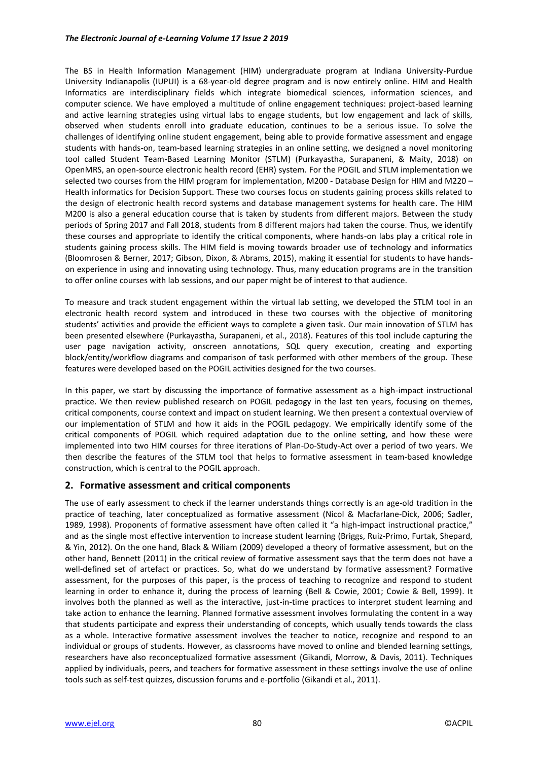The BS in Health Information Management (HIM) undergraduate program at Indiana University-Purdue University Indianapolis (IUPUI) is a 68-year-old degree program and is now entirely online. HIM and Health Informatics are interdisciplinary fields which integrate biomedical sciences, information sciences, and computer science. We have employed a multitude of online engagement techniques: project-based learning and active learning strategies using virtual labs to engage students, but low engagement and lack of skills, observed when students enroll into graduate education, continues to be a serious issue. To solve the challenges of identifying online student engagement, being able to provide formative assessment and engage students with hands-on, team-based learning strategies in an online setting, we designed a novel monitoring tool called Student Team-Based Learning Monitor (STLM) (Purkayastha, Surapaneni, & Maity, 2018) on OpenMRS, an open-source electronic health record (EHR) system. For the POGIL and STLM implementation we selected two courses from the HIM program for implementation, M200 - Database Design for HIM and M220 – Health informatics for Decision Support. These two courses focus on students gaining process skills related to the design of electronic health record systems and database management systems for health care. The HIM M200 is also a general education course that is taken by students from different majors. Between the study periods of Spring 2017 and Fall 2018, students from 8 different majors had taken the course. Thus, we identify these courses and appropriate to identify the critical components, where hands-on labs play a critical role in students gaining process skills. The HIM field is moving towards broader use of technology and informatics (Bloomrosen & Berner, 2017; Gibson, Dixon, & Abrams, 2015), making it essential for students to have hands-on experience in using and innovating using technology. Thus, many education programs are in the transition to offer online courses with lab sessions, and our paper might be of interest to that audience.

To measure and track student engagement within the virtual lab setting, we developed the STLM tool in an electronic health record system and introduced in these two courses with the objective of monitoring students' activities and provide the efficient ways to complete a given task. Our main innovation of STLM has been presented elsewhere (Purkayastha, Surapaneni, et al., 2018). Features of this tool include capturing the user page navigation activity, onscreen annotations, SQL query execution, creating and exporting block/entity/workflow diagrams and comparison of task performed with other members of the group. These features were developed based on the POGIL activities designed for the two courses.

In this paper, we start by discussing the importance of formative assessment as a high-impact instructional practice. We then review published research on POGIL pedagogy in the last ten years, focusing on themes, critical components, course context and impact on student learning. We then present a contextual overview of our implementation of STLM and how it aids in the POGIL pedagogy. We empirically identify some of the critical components of POGIL which required adaptation due to the online setting, and how these were implemented into two HIM courses for three iterations of Plan-Do-Study-Act over a period of two years. We then describe the features of the STLM tool that helps to formative assessment in team-based knowledge construction, which is central to the POGIL approach.

## 2. Formative assessment and critical components

The use of early assessment to check if the learner understands things correctly is an age-old tradition in the practice of teaching, later conceptualized as formative assessment (Nicol & Macfarlane-Dick, 2006; Sadler, 1989, 1998). Proponents of formative assessment have often called it "a high-impact instructional practice," and as the single most effective intervention to increase student learning (Briggs, Ruiz-Primo, Furtak, Shepard, & Yin, 2012). On the one hand, Black & Wiliam (2009) developed a theory of formative assessment, but on the other hand, Bennett (2011) in the critical review of formative assessment says that the term does not have a well-defined set of artefact or practices. So, what do we understand by formative assessment? Formative assessment, for the purposes of this paper, is the process of teaching to recognize and respond to student learning in order to enhance it, during the process of learning (Bell & Cowie, 2001; Cowie & Bell, 1999). It involves both the planned as well as the interactive, just-in-time practices to interpret student learning and take action to enhance the learning. Planned formative assessment involves formulating the content in a way that students participate and express their understanding of concepts, which usually tends towards the class as a whole. Interactive formative assessment involves the teacher to notice, recognize and respond to an individual or groups of students. However, as classrooms have moved to online and blended learning settings, researchers have also reconceptualized formative assessment (Gikandi, Morrow, & Davis, 2011). Techniques applied by individuals, peers, and teachers for formative assessment in these settings involve the use of online tools such as self-test quizzes, discussion forums and e-portfolio (Gikandi et al., 2011).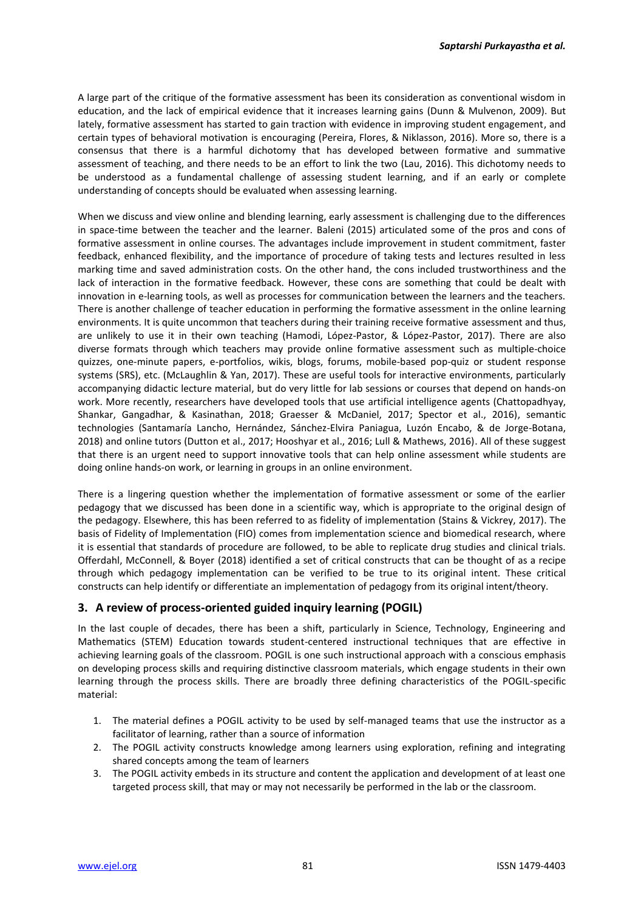A large part of the critique of the formative assessment has been its consideration as conventional wisdom in education, and the lack of empirical evidence that it increases learning gains (Dunn & Mulvenon, 2009). But lately, formative assessment has started to gain traction with evidence in improving student engagement, and certain types of behavioral motivation is encouraging (Pereira, Flores, & Niklasson, 2016). More so, there is a consensus that there is a harmful dichotomy that has developed between formative and summative assessment of teaching, and there needs to be an effort to link the two (Lau, 2016). This dichotomy needs to be understood as a fundamental challenge of assessing student learning, and if an early or complete understanding of concepts should be evaluated when assessing learning.

When we discuss and view online and blending learning, early assessment is challenging due to the differences in space-time between the teacher and the learner. Baleni (2015) articulated some of the pros and cons of formative assessment in online courses. The advantages include improvement in student commitment, faster feedback, enhanced flexibility, and the importance of procedure of taking tests and lectures resulted in less marking time and saved administration costs. On the other hand, the cons included trustworthiness and the lack of interaction in the formative feedback. However, these cons are something that could be dealt with innovation in e-learning tools, as well as processes for communication between the learners and the teachers. There is another challenge of teacher education in performing the formative assessment in the online learning environments. It is quite uncommon that teachers during their training receive formative assessment and thus, are unlikely to use it in their own teaching (Hamodi, López-Pastor, & López-Pastor, 2017). There are also diverse formats through which teachers may provide online formative assessment such as multiple-choice quizzes, one-minute papers, e-portfolios, wikis, blogs, forums, mobile-based pop-quiz or student response systems (SRS), etc. (McLaughlin & Yan, 2017). These are useful tools for interactive environments, particularly accompanying didactic lecture material, but do very little for lab sessions or courses that depend on hands-on work. More recently, researchers have developed tools that use artificial intelligence agents (Chattopadhyay, Shankar, Gangadhar, & Kasinathan, 2018; Graesser & McDaniel, 2017; Spector et al., 2016), semantic technologies (Santamaría Lancho, Hernández, Sánchez-Elvira Paniagua, Luzón Encabo, & de Jorge-Botana, 2018) and online tutors (Dutton et al., 2017; Hooshyar et al., 2016; Lull & Mathews, 2016). All of these suggest that there is an urgent need to support innovative tools that can help online assessment while students are doing online hands-on work, or learning in groups in an online environment.

There is a lingering question whether the implementation of formative assessment or some of the earlier pedagogy that we discussed has been done in a scientific way, which is appropriate to the original design of the pedagogy. Elsewhere, this has been referred to as fidelity of implementation (Stains & Vickrey, 2017). The basis of Fidelity of Implementation (FIO) comes from implementation science and biomedical research, where it is essential that standards of procedure are followed, to be able to replicate drug studies and clinical trials. Offerdahl, McConnell, & Boyer (2018) identified a set of critical constructs that can be thought of as a recipe through which pedagogy implementation can be verified to be true to its original intent. These critical constructs can help identify or differentiate an implementation of pedagogy from its original intent/theory.

## 3. A review of process-oriented guided inquiry learning (POGIL)

In the last couple of decades, there has been a shift, particularly in Science, Technology, Engineering and Mathematics (STEM) Education towards student-centered instructional techniques that are effective in achieving learning goals of the classroom. POGIL is one such instructional approach with a conscious emphasis on developing process skills and requiring distinctive classroom materials, which engage students in their own learning through the process skills. There are broadly three defining characteristics of the POGIL-specific material:

1. The material defines a POGIL activity to be used by self-managed teams that use the instructor as a facilitator of learning, rather than a source of information
2. The POGIL activity constructs knowledge among learners using exploration, refining and integrating shared concepts among the team of learners
3. The POGIL activity embeds in its structure and content the application and development of at least one targeted process skill, that may or may not necessarily be performed in the lab or the classroom.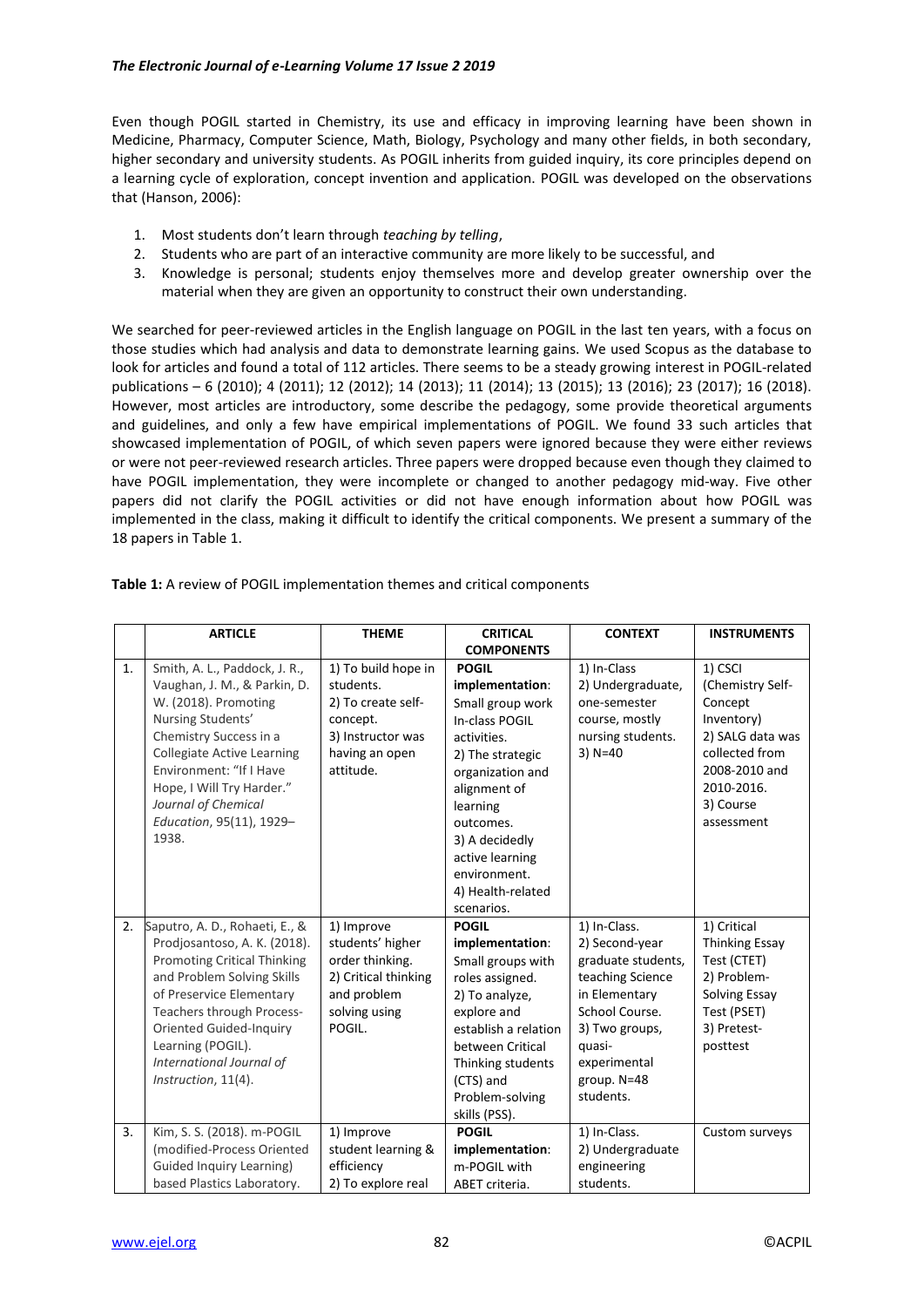Even though POGIL started in Chemistry, its use and efficacy in improving learning have been shown in Medicine, Pharmacy, Computer Science, Math, Biology, Psychology and many other fields, in both secondary, higher secondary and university students. As POGIL inherits from guided inquiry, its core principles depend on a learning cycle of exploration, concept invention and application. POGIL was developed on the observations that (Hanson, 2006):

1. Most students don't learn through *teaching by telling*,
2. Students who are part of an interactive community are more likely to be successful, and
3. Knowledge is personal; students enjoy themselves more and develop greater ownership over the material when they are given an opportunity to construct their own understanding.

We searched for peer-reviewed articles in the English language on POGIL in the last ten years, with a focus on those studies which had analysis and data to demonstrate learning gains. We used Scopus as the database to look for articles and found a total of 112 articles. There seems to be a steady growing interest in POGIL-related publications – 6 (2010); 4 (2011); 12 (2012); 14 (2013); 11 (2014); 13 (2015); 13 (2016); 23 (2017); 16 (2018). However, most articles are introductory, some describe the pedagogy, some provide theoretical arguments and guidelines, and only a few have empirical implementations of POGIL. We found 33 such articles that showcased implementation of POGIL, of which seven papers were ignored because they were either reviews or were not peer-reviewed research articles. Three papers were dropped because even though they claimed to have POGIL implementation, they were incomplete or changed to another pedagogy mid-way. Five other papers did not clarify the POGIL activities or did not have enough information about how POGIL was implemented in the class, making it difficult to identify the critical components. We present a summary of the 18 papers in Table 1.

**Table 1:** A review of POGIL implementation themes and critical components

| | ARTICLE | THEME | CRITICAL COMPONENTS | CONTEXT | INSTRUMENTS |
|---|---|---|---|---|---|
| 1. | Smith, A. L., Paddock, J. R., Vaughan, J. M., & Parkin, D. W. (2018). Promoting Nursing Students' Chemistry Success in a Collegiate Active Learning Environment: "If I Have Hope, I Will Try Harder." *Journal of Chemical Education*, 95(11), 1929–1938. | 1) To build hope in students. 2) To create self-concept. 3) Instructor was having an open attitude. | **POGIL implementation**: Small group work In-class POGIL activities. 2) The strategic organization and alignment of learning outcomes. 3) A decidedly active learning environment. 4) Health-related scenarios. | 1) In-Class 2) Undergraduate, one-semester course, mostly nursing students. 3) N=40 | 1) CSCI (Chemistry Self-Concept Inventory) 2) SALG data was collected from 2008-2010 and 2010-2016. 3) Course assessment |
| 2. | Saputro, A. D., Rohaeti, E., & Prodjosantoso, A. K. (2018). Promoting Critical Thinking and Problem Solving Skills of Preservice Elementary Teachers through Process-Oriented Guided-Inquiry Learning (POGIL). *International Journal of Instruction*, 11(4). | 1) Improve students' higher order thinking. 2) Critical thinking and problem solving using POGIL. | **POGIL implementation**: Small groups with roles assigned. 2) To analyze, explore and establish a relation between Critical Thinking students (CTS) and Problem-solving skills (PSS). | 1) In-Class. 2) Second-year graduate students, teaching Science in Elementary School Course. 3) Two groups, quasi-experimental group. N=48 students. | 1) Critical Thinking Essay Test (CTET) 2) Problem-Solving Essay Test (PSET) 3) Pretest-posttest |
| 3. | Kim, S. S. (2018). m-POGIL (modified-Process Oriented Guided Inquiry Learning) based Plastics Laboratory. | 1) Improve student learning & efficiency 2) To explore real | **POGIL implementation**: m-POGIL with ABET criteria. | 1) In-Class. 2) Undergraduate engineering students. | Custom surveys |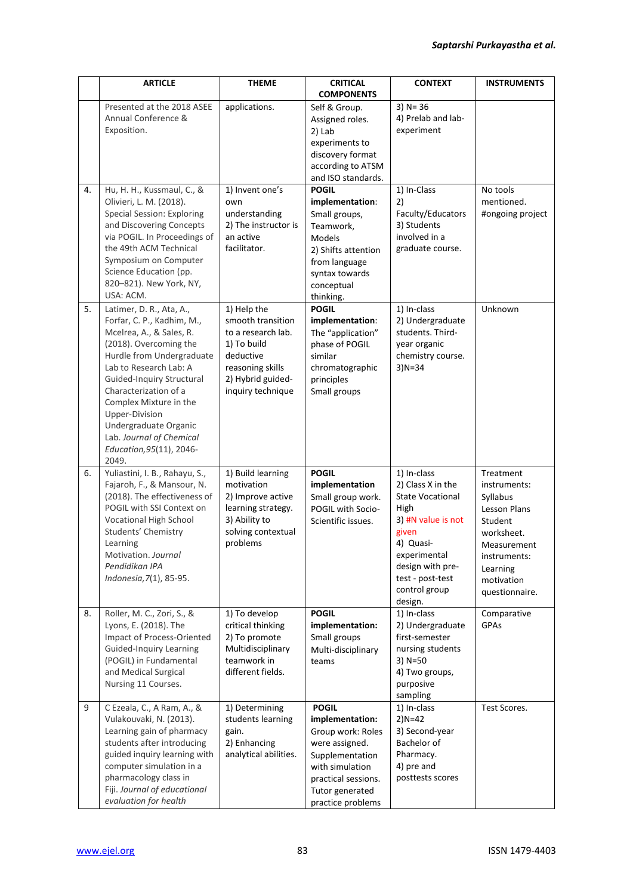|  | ARTICLE | THEME | CRITICAL COMPONENTS | CONTEXT | INSTRUMENTS |
|---|---|---|---|---|---|
|  | Presented at the 2018 ASEE Annual Conference & Exposition. | applications. | Self & Group. Assigned roles. 2) Lab experiments to discovery format according to ATSM and ISO standards. | 3) N= 36 4) Prelab and lab-experiment |  |
| 4. | Hu, H. H., Kussmaul, C., & Olivieri, L. M. (2018). Special Session: Exploring and Discovering Concepts via POGIL. In Proceedings of the 49th ACM Technical Symposium on Computer Science Education (pp. 820–821). New York, NY, USA: ACM. | 1) Invent one's own understanding 2) The instructor is an active facilitator. | **POGIL implementation**: Small groups, Teamwork, Models 2) Shifts attention from language syntax towards conceptual thinking. | 1) In-Class 2) Faculty/Educators 3) Students involved in a graduate course. | No tools mentioned. #ongoing project |
| 5. | Latimer, D. R., Ata, A., Forfar, C. P., Kadhim, M., Mcelrea, A., & Sales, R. (2018). Overcoming the Hurdle from Undergraduate Lab to Research Lab: A Guided-Inquiry Structural Characterization of a Complex Mixture in the Upper-Division Undergraduate Organic Lab. *Journal of Chemical Education*,*95*(11), 2046-2049. | 1) Help the smooth transition to a research lab. 1) To build deductive reasoning skills 2) Hybrid guided-inquiry technique | **POGIL implementation**: The "application" phase of POGIL similar chromatographic principles Small groups | 1) In-class 2) Undergraduate students. Third-year organic chemistry course. 3)N=34 | Unknown |
| 6. | Yuliastini, I. B., Rahayu, S., Fajaroh, F., & Mansour, N. (2018). The effectiveness of POGIL with SSI Context on Vocational High School Students' Chemistry Learning Motivation. *Journal Pendidikan IPA Indonesia*,*7*(1), 85-95. | 1) Build learning motivation 2) Improve active learning strategy. 3) Ability to solving contextual problems | **POGIL implementation** Small group work. POGIL with Socio-Scientific issues. | 1) In-class 2) Class X in the State Vocational High 3) #N value is not given 4) Quasi-experimental design with pre-test - post-test control group design. | Treatment instruments: Syllabus Lesson Plans Student worksheet. Measurement instruments: Learning motivation questionnaire. |
| 8. | Roller, M. C., Zori, S., & Lyons, E. (2018). The Impact of Process-Oriented Guided-Inquiry Learning (POGIL) in Fundamental and Medical Surgical Nursing 11 Courses. | 1) To develop critical thinking 2) To promote Multidisciplinary teamwork in different fields. | **POGIL implementation:** Small groups Multi-disciplinary teams | 1) In-class 2) Undergraduate first-semester nursing students 3) N=50 4) Two groups, purposive sampling | Comparative GPAs |
| 9 | C Ezeala, C., A Ram, A., & Vulakouvaki, N. (2013). Learning gain of pharmacy students after introducing guided inquiry learning with computer simulation in a pharmacology class in Fiji. *Journal of educational evaluation for health* | 1) Determining students learning gain. 2) Enhancing analytical abilities. | **POGIL implementation:** Group work: Roles were assigned. Supplementation with simulation practical sessions. Tutor generated practice problems | 1) In-class 2)N=42 3) Second-year Bachelor of Pharmacy. 4) pre and posttests scores | Test Scores. |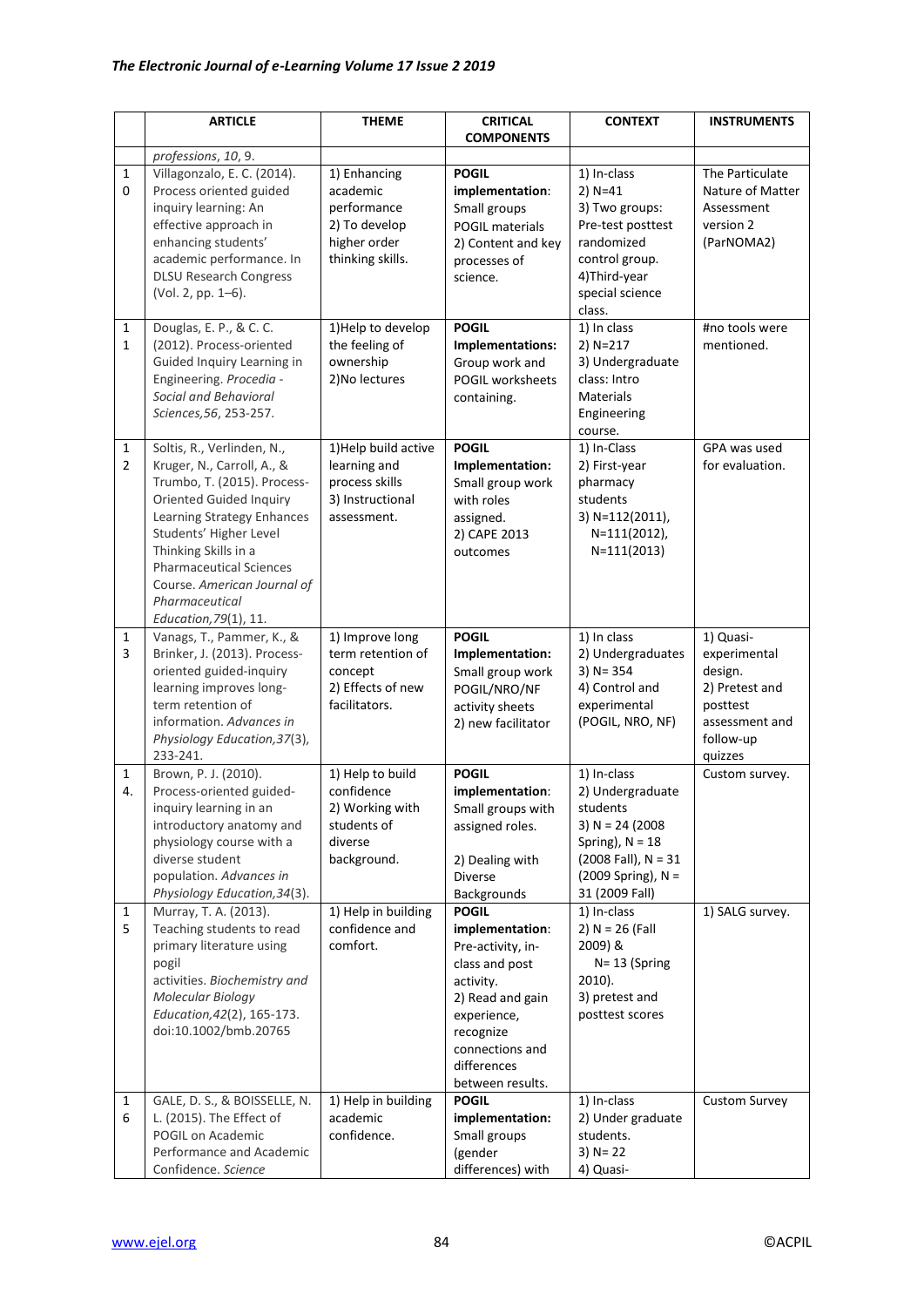|  | ARTICLE | THEME | CRITICAL COMPONENTS | CONTEXT | INSTRUMENTS |
|---|---|---|---|---|---|
|  | *professions, 10*, 9. |  |  |  |  |
| 10 | Villagonzalo, E. C. (2014). Process oriented guided inquiry learning: An effective approach in enhancing students' academic performance. In DLSU Research Congress (Vol. 2, pp. 1–6). | 1) Enhancing academic performance 2) To develop higher order thinking skills. | **POGIL implementation**: Small groups POGIL materials 2) Content and key processes of science. | 1) In-class 2) N=41 3) Two groups: Pre-test posttest randomized control group. 4)Third-year special science class. | The Particulate Nature of Matter Assessment version 2 (ParNOMA2) |
| 11 | Douglas, E. P., & C. C. (2012). Process-oriented Guided Inquiry Learning in Engineering. *Procedia - Social and Behavioral Sciences,56*, 253-257. | 1)Help to develop the feeling of ownership 2)No lectures | **POGIL Implementations:** Group work and POGIL worksheets containing. | 1) In class 2) N=217 3) Undergraduate class: Intro Materials Engineering course. | #no tools were mentioned. |
| 12 | Soltis, R., Verlinden, N., Kruger, N., Carroll, A., & Trumbo, T. (2015). Process-Oriented Guided Inquiry Learning Strategy Enhances Students' Higher Level Thinking Skills in a Pharmaceutical Sciences Course. *American Journal of Pharmaceutical Education,79*(1), 11. | 1)Help build active learning and process skills 3) Instructional assessment. | **POGIL Implementation:** Small group work with roles assigned. 2) CAPE 2013 outcomes | 1) In-Class 2) First-year pharmacy students 3) N=112(2011), N=111(2012), N=111(2013) | GPA was used for evaluation. |
| 13 | Vanags, T., Pammer, K., & Brinker, J. (2013). Process-oriented guided-inquiry learning improves long-term retention of information. *Advances in Physiology Education,37*(3), 233-241. | 1) Improve long term retention of concept 2) Effects of new facilitators. | **POGIL Implementation:** Small group work POGIL/NRO/NF activity sheets 2) new facilitator | 1) In class 2) Undergraduates 3) N= 354 4) Control and experimental (POGIL, NRO, NF) | 1) Quasi-experimental design. 2) Pretest and posttest assessment and follow-up quizzes |
| 14. | Brown, P. J. (2010). Process-oriented guided-inquiry learning in an introductory anatomy and physiology course with a diverse student population. *Advances in Physiology Education,34*(3). | 1) Help to build confidence 2) Working with students of diverse background. | **POGIL implementation**: Small groups with assigned roles. 2) Dealing with Diverse Backgrounds | 1) In-class 2) Undergraduate students 3) N = 24 (2008 Spring), N = 18 (2008 Fall), N = 31 (2009 Spring), N = 31 (2009 Fall) | Custom survey. |
| 15 | Murray, T. A. (2013). Teaching students to read primary literature using pogil activities. *Biochemistry and Molecular Biology Education,42*(2), 165-173. doi:10.1002/bmb.20765 | 1) Help in building confidence and comfort. | **POGIL implementation**: Pre-activity, in-class and post activity. 2) Read and gain experience, recognize connections and differences between results. | 1) In-class 2) N = 26 (Fall 2009) & N= 13 (Spring 2010). 3) pretest and posttest scores | 1) SALG survey. |
| 16 | GALE, D. S., & BOISSELLE, N. L. (2015). The Effect of POGIL on Academic Performance and Academic Confidence. *Science* | 1) Help in building academic confidence. | **POGIL implementation:** Small groups (gender differences) with | 1) In-class 2) Under graduate students. 3) N= 22 4) Quasi- | Custom Survey |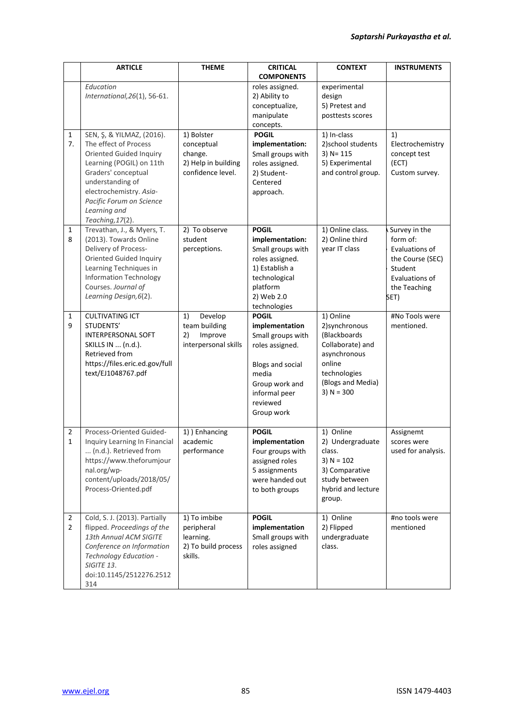| | ARTICLE | THEME | CRITICAL COMPONENTS | CONTEXT | INSTRUMENTS |
|---|---|---|---|---|---|
| | *Education International,26*(1), 56-61. | | roles assigned.<br>2) Ability to conceptualize, manipulate concepts. | experimental design<br>5) Pretest and posttests scores | |
| 17. | SEN, Ş, & YILMAZ, (2016). The effect of Process Oriented Guided Inquiry Learning (POGIL) on 11th Graders' conceptual understanding of electrochemistry. *Asia-Pacific Forum on Science Learning and Teaching,17*(2). | 1) Bolster conceptual change.<br>2) Help in building confidence level. | **POGIL implementation:** Small groups with roles assigned.<br>2) Student-Centered approach. | 1) In-class<br>2)school students<br>3) N= 115<br>5) Experimental and control group. | 1) Electrochemistry concept test (ECT)<br>Custom survey. |
| 18 | Trevathan, J., & Myers, T. (2013). Towards Online Delivery of Process-Oriented Guided Inquiry Learning Techniques in Information Technology Courses. *Journal of Learning Design,6*(2). | 2) To observe student perceptions. | **POGIL implementation:** Small groups with roles assigned.<br>1) Establish a technological platform<br>2) Web 2.0 technologies | 1) Online class.<br>2) Online third year IT class | Survey in the form of: Evaluations of the Course (SEC) Student Evaluations of the Teaching SET) |
| 19 | CULTIVATING ICT STUDENTS' INTERPERSONAL SOFT SKILLS IN ... (n.d.). Retrieved from https://files.eric.ed.gov/fulltext/EJ1048767.pdf | 1) Develop team building<br>2) Improve interpersonal skills | **POGIL implementation** Small groups with roles assigned.<br><br>Blogs and social media<br>Group work and informal peer reviewed<br>Group work | 1) Online<br>2)synchronous (Blackboards Collaborate) and asynchronous online technologies (Blogs and Media)<br>3) N = 300 | #No Tools were mentioned. |
| 21 | Process-Oriented Guided-Inquiry Learning In Financial ... (n.d.). Retrieved from https://www.theforumjournal.org/wp-content/uploads/2018/05/Process-Oriented.pdf | 1) ) Enhancing academic performance | **POGIL implementation** Four groups with assigned roles<br>5 assignments were handed out to both groups | 1) Online<br>2) Undergraduate class.<br>3) N = 102<br>3) Comparative study between hybrid and lecture group. | Assignemt scores were used for analysis. |
| 22 | Cold, S. J. (2013). Partially flipped. *Proceedings of the 13th Annual ACM SIGITE Conference on Information Technology Education - SIGITE 13*. doi:10.1145/2512276.2512314 | 1) To imbibe peripheral learning.<br>2) To build process skills. | **POGIL implementation** Small groups with roles assigned | 1) Online<br>2) Flipped undergraduate class. | #no tools were mentioned |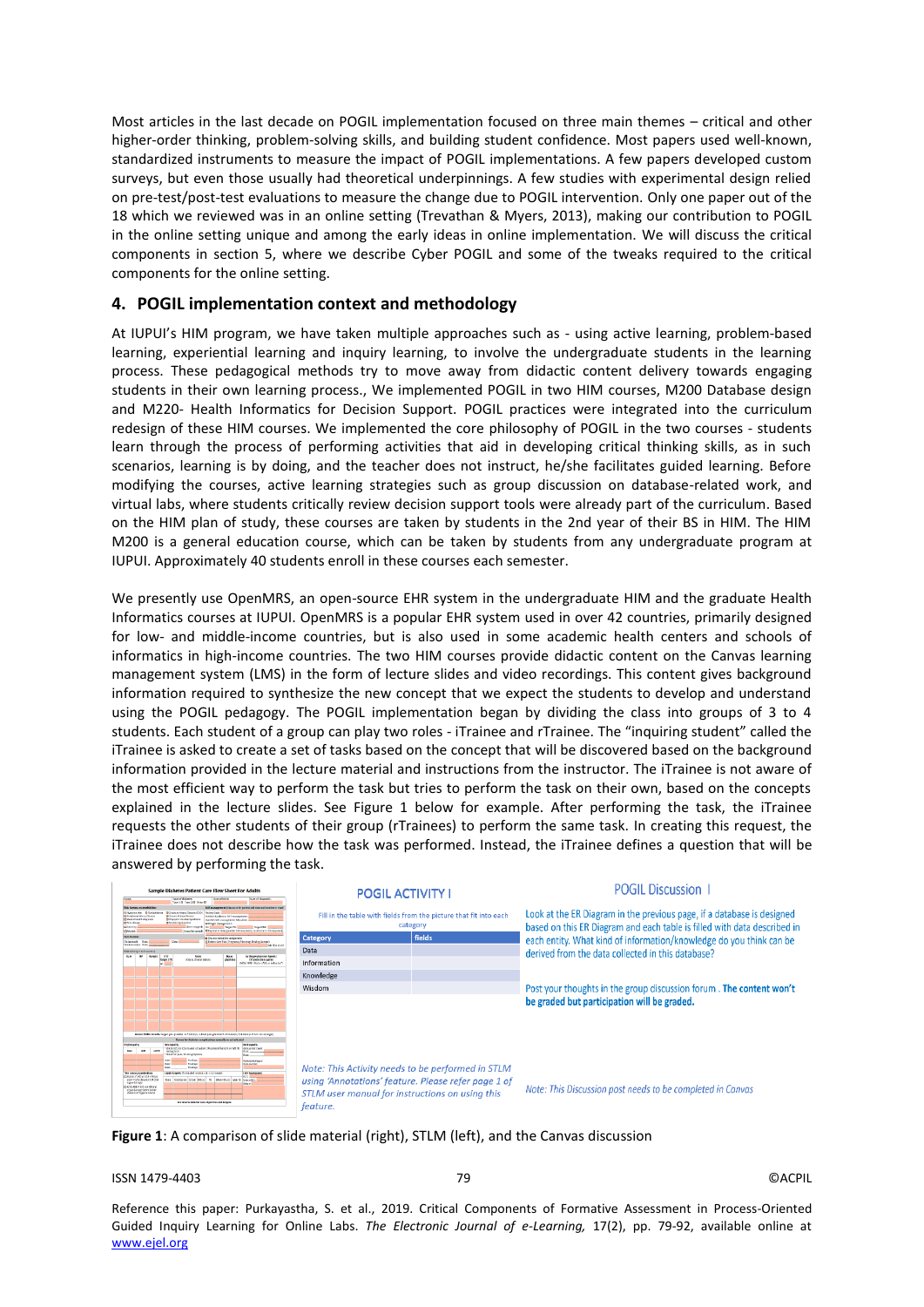Most articles in the last decade on POGIL implementation focused on three main themes – critical and other higher-order thinking, problem-solving skills, and building student confidence. Most papers used well-known, standardized instruments to measure the impact of POGIL implementations. A few papers developed custom surveys, but even those usually had theoretical underpinnings. A few studies with experimental design relied on pre-test/post-test evaluations to measure the change due to POGIL intervention. Only one paper out of the 18 which we reviewed was in an online setting (Trevathan & Myers, 2013), making our contribution to POGIL in the online setting unique and among the early ideas in online implementation. We will discuss the critical components in section 5, where we describe Cyber POGIL and some of the tweaks required to the critical components for the online setting.

## 4. POGIL implementation context and methodology

At IUPUI's HIM program, we have taken multiple approaches such as - using active learning, problem-based learning, experiential learning and inquiry learning, to involve the undergraduate students in the learning process. These pedagogical methods try to move away from didactic content delivery towards engaging students in their own learning process., We implemented POGIL in two HIM courses, M200 Database design and M220- Health Informatics for Decision Support. POGIL practices were integrated into the curriculum redesign of these HIM courses. We implemented the core philosophy of POGIL in the two courses - students learn through the process of performing activities that aid in developing critical thinking skills, as in such scenarios, learning is by doing, and the teacher does not instruct, he/she facilitates guided learning. Before modifying the courses, active learning strategies such as group discussion on database-related work, and virtual labs, where students critically review decision support tools were already part of the curriculum. Based on the HIM plan of study, these courses are taken by students in the 2nd year of their BS in HIM. The HIM M200 is a general education course, which can be taken by students from any undergraduate program at IUPUI. Approximately 40 students enroll in these courses each semester.

We presently use OpenMRS, an open-source EHR system in the undergraduate HIM and the graduate Health Informatics courses at IUPUI. OpenMRS is a popular EHR system used in over 42 countries, primarily designed for low- and middle-income countries, but is also used in some academic health centers and schools of informatics in high-income countries. The two HIM courses provide didactic content on the Canvas learning management system (LMS) in the form of lecture slides and video recordings. This content gives background information required to synthesize the new concept that we expect the students to develop and understand using the POGIL pedagogy. The POGIL implementation began by dividing the class into groups of 3 to 4 students. Each student of a group can play two roles - iTrainee and rTrainee. The "inquiring student" called the iTrainee is asked to create a set of tasks based on the concept that will be discovered based on the background information provided in the lecture material and instructions from the instructor. The iTrainee is not aware of the most efficient way to perform the task but tries to perform the task on their own, based on the concepts explained in the lecture slides. See Figure 1 below for example. After performing the task, the iTrainee requests the other students of their group (rTrainees) to perform the same task. In creating this request, the iTrainee does not describe how the task was performed. Instead, the iTrainee defines a question that will be answered by performing the task.

**POGIL ACTIVITY I**

Fill in the table with fields from the picture that fit into each category

| Category | fields |
|---|---|
| Data | |
| Information | |
| Knowledge | |
| Wisdom | |

*Note: This Activity needs to be performed in STLM using 'Annotations' feature. Please refer page 1 of STLM user manual for instructions on using this feature.*

**POGIL Discussion I**

Look at the ER Diagram in the previous page, if a database is designed based on this ER Diagram and each table is filled with data described in each entity. What kind of information/knowledge do you think can be derived from the data collected in this database?

Post your thoughts in the group discussion forum . **The content won't be graded but participation will be graded.**

*Note: This Discussion post needs to be completed in Canvas*

**Figure 1**: A comparison of slide material (right), STLM (left), and the Canvas discussion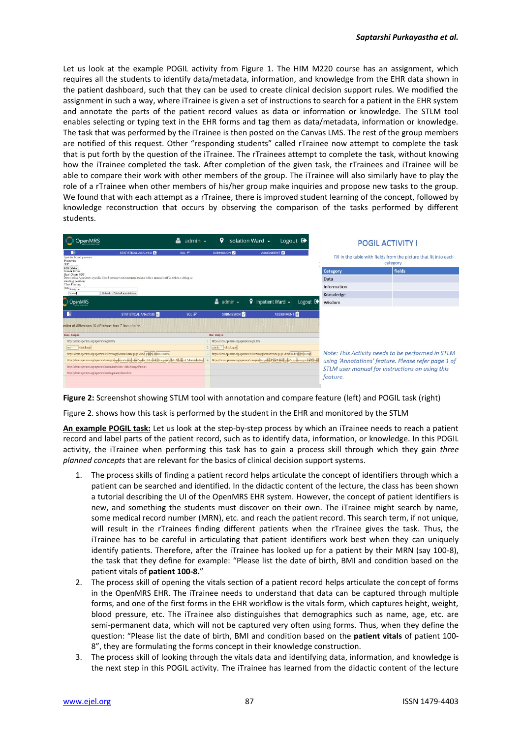Let us look at the example POGIL activity from Figure 1. The HIM M220 course has an assignment, which requires all the students to identify data/metadata, information, and knowledge from the EHR data shown in the patient dashboard, such that they can be used to create clinical decision support rules. We modified the assignment in such a way, where iTrainee is given a set of instructions to search for a patient in the EHR system and annotate the parts of the patient record values as data or information or knowledge. The STLM tool enables selecting or typing text in the EHR forms and tag them as data/metadata, information or knowledge. The task that was performed by the iTrainee is then posted on the Canvas LMS. The rest of the group members are notified of this request. Other "responding students" called rTrainee now attempt to complete the task that is put forth by the question of the iTrainee. The rTrainees attempt to complete the task, without knowing how the iTrainee completed the task. After completion of the given task, the rTrainees and iTrainee will be able to compare their work with other members of the group. The iTrainee will also similarly have to play the role of a rTrainee when other members of his/her group make inquiries and propose new tasks to the group. We found that with each attempt as a rTrainee, there is improved student learning of the concept, followed by knowledge reconstruction that occurs by observing the comparison of the tasks performed by different students.

**POGIL ACTIVITY I**

Fill in the table with fields from the picture that fit into each category

| Category | fields |
|---|---|
| Data | |
| Information | |
| Knowledge | |
| Wisdom | |

*Note: This Activity needs to be performed in STLM using 'Annotations' feature. Please refer page 1 of STLM user manual for instructions on using this feature.*

**Figure 2:** Screenshot showing STLM tool with annotation and compare feature (left) and POGIL task (right)

Figure 2. shows how this task is performed by the student in the EHR and monitored by the STLM

**An example POGIL task:** Let us look at the step-by-step process by which an iTrainee needs to reach a patient record and label parts of the patient record, such as to identify data, information, or knowledge. In this POGIL activity, the iTrainee when performing this task has to gain a process skill through which they gain *three planned concepts* that are relevant for the basics of clinical decision support systems.

1. The process skills of finding a patient record helps articulate the concept of identifiers through which a patient can be searched and identified. In the didactic content of the lecture, the class has been shown a tutorial describing the UI of the OpenMRS EHR system. However, the concept of patient identifiers is new, and something the students must discover on their own. The iTrainee might search by name, some medical record number (MRN), etc. and reach the patient record. This search term, if not unique, will result in the rTrainees finding different patients when the rTrainee gives the task. Thus, the iTrainee has to be careful in articulating that patient identifiers work best when they can uniquely identify patients. Therefore, after the iTrainee has looked up for a patient by their MRN (say 100-8), the task that they define for example: "Please list the date of birth, BMI and condition based on the patient vitals of **patient 100-8.**"
2. The process skill of opening the vitals section of a patient record helps articulate the concept of forms in the OpenMRS EHR. The iTrainee needs to understand that data can be captured through multiple forms, and one of the first forms in the EHR workflow is the vitals form, which captures height, weight, blood pressure, etc. The iTrainee also distinguishes that demographics such as name, age, etc. are semi-permanent data, which will not be captured very often using forms. Thus, when they define the question: "Please list the date of birth, BMI and condition based on the **patient vitals** of patient 100-8", they are formulating the forms concept in their knowledge construction.
3. The process skill of looking through the vitals data and identifying data, information, and knowledge is the next step in this POGIL activity. The iTrainee has learned from the didactic content of the lecture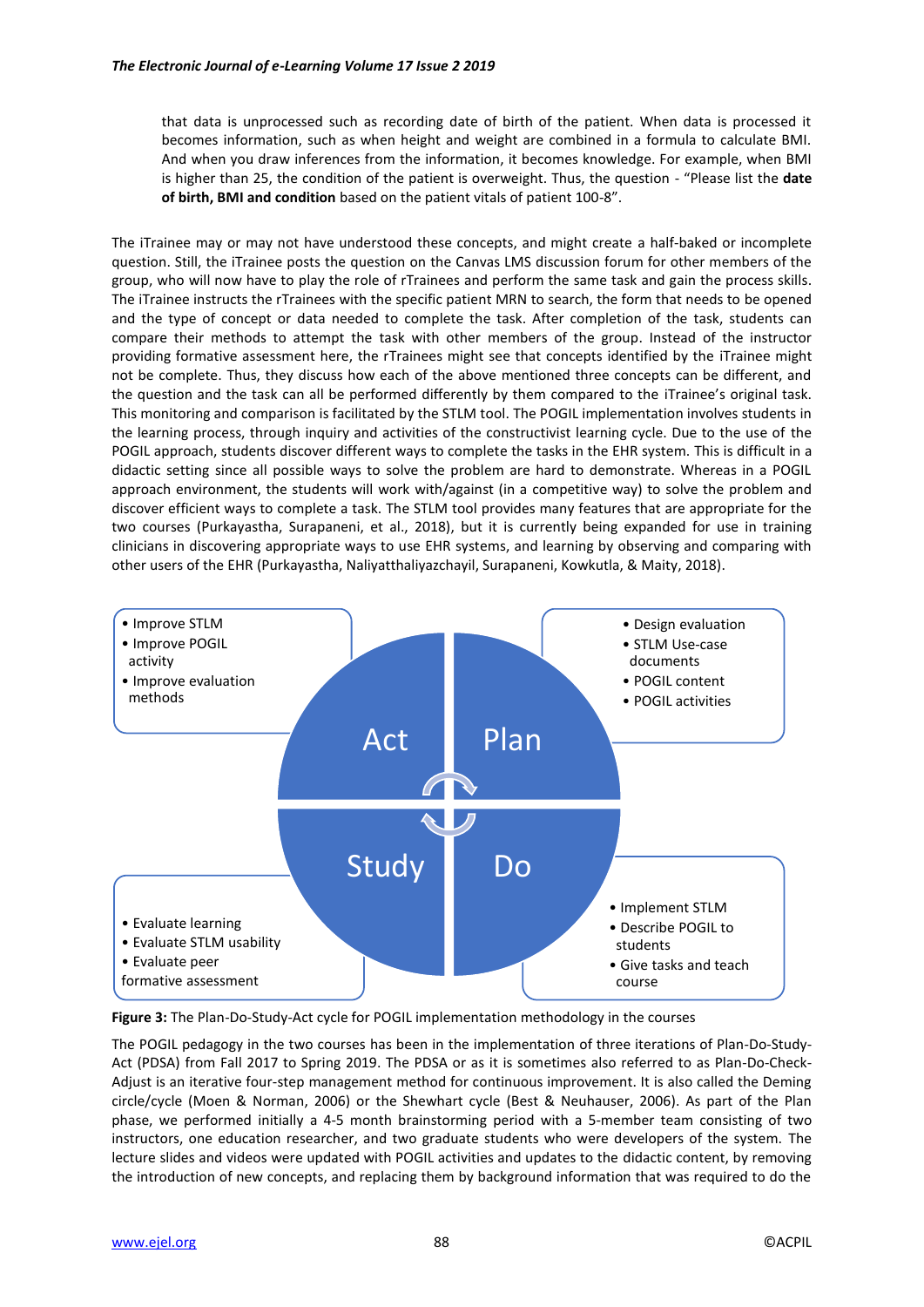that data is unprocessed such as recording date of birth of the patient. When data is processed it becomes information, such as when height and weight are combined in a formula to calculate BMI. And when you draw inferences from the information, it becomes knowledge. For example, when BMI is higher than 25, the condition of the patient is overweight. Thus, the question - "Please list the **date of birth, BMI and condition** based on the patient vitals of patient 100-8".

The iTrainee may or may not have understood these concepts, and might create a half-baked or incomplete question. Still, the iTrainee posts the question on the Canvas LMS discussion forum for other members of the group, who will now have to play the role of rTrainees and perform the same task and gain the process skills. The iTrainee instructs the rTrainees with the specific patient MRN to search, the form that needs to be opened and the type of concept or data needed to complete the task. After completion of the task, students can compare their methods to attempt the task with other members of the group. Instead of the instructor providing formative assessment here, the rTrainees might see that concepts identified by the iTrainee might not be complete. Thus, they discuss how each of the above mentioned three concepts can be different, and the question and the task can all be performed differently by them compared to the iTrainee's original task. This monitoring and comparison is facilitated by the STLM tool. The POGIL implementation involves students in the learning process, through inquiry and activities of the constructivist learning cycle. Due to the use of the POGIL approach, students discover different ways to complete the tasks in the EHR system. This is difficult in a didactic setting since all possible ways to solve the problem are hard to demonstrate. Whereas in a POGIL approach environment, the students will work with/against (in a competitive way) to solve the problem and discover efficient ways to complete a task. The STLM tool provides many features that are appropriate for the two courses (Purkayastha, Surapaneni, et al., 2018), but it is currently being expanded for use in training clinicians in discovering appropriate ways to use EHR systems, and learning by observing and comparing with other users of the EHR (Purkayastha, Naliyatthaliyazchayil, Surapaneni, Kowkutla, & Maity, 2018).

- Improve STLM
- Improve POGIL activity
- Improve evaluation methods

- Design evaluation
- STLM Use-case documents
- POGIL content
- POGIL activities

Act | Plan | Study | Do

- Evaluate learning
- Evaluate STLM usability
- Evaluate peer formative assessment

- Implement STLM
- Describe POGIL to students
- Give tasks and teach course

**Figure 3:** The Plan-Do-Study-Act cycle for POGIL implementation methodology in the courses

The POGIL pedagogy in the two courses has been in the implementation of three iterations of Plan-Do-Study-Act (PDSA) from Fall 2017 to Spring 2019. The PDSA or as it is sometimes also referred to as Plan-Do-Check-Adjust is an iterative four-step management method for continuous improvement. It is also called the Deming circle/cycle (Moen & Norman, 2006) or the Shewhart cycle (Best & Neuhauser, 2006). As part of the Plan phase, we performed initially a 4-5 month brainstorming period with a 5-member team consisting of two instructors, one education researcher, and two graduate students who were developers of the system. The lecture slides and videos were updated with POGIL activities and updates to the didactic content, by removing the introduction of new concepts, and replacing them by background information that was required to do the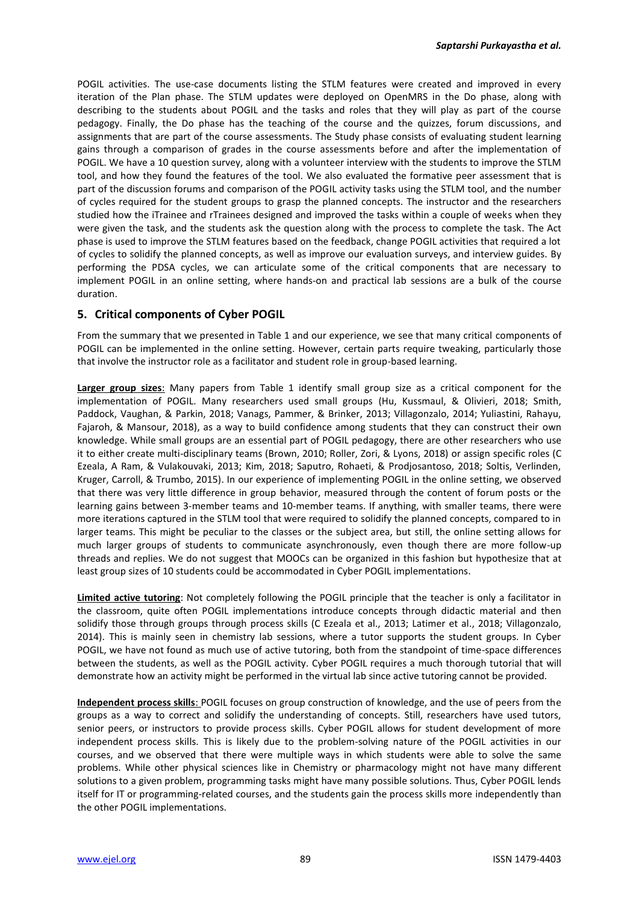POGIL activities. The use-case documents listing the STLM features were created and improved in every iteration of the Plan phase. The STLM updates were deployed on OpenMRS in the Do phase, along with describing to the students about POGIL and the tasks and roles that they will play as part of the course pedagogy. Finally, the Do phase has the teaching of the course and the quizzes, forum discussions, and assignments that are part of the course assessments. The Study phase consists of evaluating student learning gains through a comparison of grades in the course assessments before and after the implementation of POGIL. We have a 10 question survey, along with a volunteer interview with the students to improve the STLM tool, and how they found the features of the tool. We also evaluated the formative peer assessment that is part of the discussion forums and comparison of the POGIL activity tasks using the STLM tool, and the number of cycles required for the student groups to grasp the planned concepts. The instructor and the researchers studied how the iTrainee and rTrainees designed and improved the tasks within a couple of weeks when they were given the task, and the students ask the question along with the process to complete the task. The Act phase is used to improve the STLM features based on the feedback, change POGIL activities that required a lot of cycles to solidify the planned concepts, as well as improve our evaluation surveys, and interview guides. By performing the PDSA cycles, we can articulate some of the critical components that are necessary to implement POGIL in an online setting, where hands-on and practical lab sessions are a bulk of the course duration.

## 5. Critical components of Cyber POGIL

From the summary that we presented in Table 1 and our experience, we see that many critical components of POGIL can be implemented in the online setting. However, certain parts require tweaking, particularly those that involve the instructor role as a facilitator and student role in group-based learning.

**Larger group sizes**: Many papers from Table 1 identify small group size as a critical component for the implementation of POGIL. Many researchers used small groups (Hu, Kussmaul, & Olivieri, 2018; Smith, Paddock, Vaughan, & Parkin, 2018; Vanags, Pammer, & Brinker, 2013; Villagonzalo, 2014; Yuliastini, Rahayu, Fajaroh, & Mansour, 2018), as a way to build confidence among students that they can construct their own knowledge. While small groups are an essential part of POGIL pedagogy, there are other researchers who use it to either create multi-disciplinary teams (Brown, 2010; Roller, Zori, & Lyons, 2018) or assign specific roles (C Ezeala, A Ram, & Vulakouvaki, 2013; Kim, 2018; Saputro, Rohaeti, & Prodjosantoso, 2018; Soltis, Verlinden, Kruger, Carroll, & Trumbo, 2015). In our experience of implementing POGIL in the online setting, we observed that there was very little difference in group behavior, measured through the content of forum posts or the learning gains between 3-member teams and 10-member teams. If anything, with smaller teams, there were more iterations captured in the STLM tool that were required to solidify the planned concepts, compared to in larger teams. This might be peculiar to the classes or the subject area, but still, the online setting allows for much larger groups of students to communicate asynchronously, even though there are more follow-up threads and replies. We do not suggest that MOOCs can be organized in this fashion but hypothesize that at least group sizes of 10 students could be accommodated in Cyber POGIL implementations.

**Limited active tutoring**: Not completely following the POGIL principle that the teacher is only a facilitator in the classroom, quite often POGIL implementations introduce concepts through didactic material and then solidify those through groups through process skills (C Ezeala et al., 2013; Latimer et al., 2018; Villagonzalo, 2014). This is mainly seen in chemistry lab sessions, where a tutor supports the student groups. In Cyber POGIL, we have not found as much use of active tutoring, both from the standpoint of time-space differences between the students, as well as the POGIL activity. Cyber POGIL requires a much thorough tutorial that will demonstrate how an activity might be performed in the virtual lab since active tutoring cannot be provided.

**Independent process skills**: POGIL focuses on group construction of knowledge, and the use of peers from the groups as a way to correct and solidify the understanding of concepts. Still, researchers have used tutors, senior peers, or instructors to provide process skills. Cyber POGIL allows for student development of more independent process skills. This is likely due to the problem-solving nature of the POGIL activities in our courses, and we observed that there were multiple ways in which students were able to solve the same problems. While other physical sciences like in Chemistry or pharmacology might not have many different solutions to a given problem, programming tasks might have many possible solutions. Thus, Cyber POGIL lends itself for IT or programming-related courses, and the students gain the process skills more independently than the other POGIL implementations.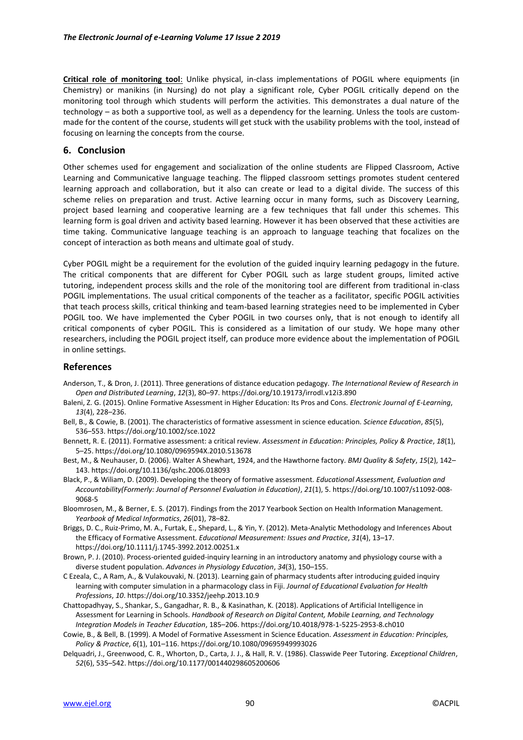**Critical role of monitoring tool**: Unlike physical, in-class implementations of POGIL where equipments (in Chemistry) or manikins (in Nursing) do not play a significant role, Cyber POGIL critically depend on the monitoring tool through which students will perform the activities. This demonstrates a dual nature of the technology – as both a supportive tool, as well as a dependency for the learning. Unless the tools are custom-made for the content of the course, students will get stuck with the usability problems with the tool, instead of focusing on learning the concepts from the course.

## 6. Conclusion

Other schemes used for engagement and socialization of the online students are Flipped Classroom, Active Learning and Communicative language teaching. The flipped classroom settings promotes student centered learning approach and collaboration, but it also can create or lead to a digital divide. The success of this scheme relies on preparation and trust. Active learning occur in many forms, such as Discovery Learning, project based learning and cooperative learning are a few techniques that fall under this schemes. This learning form is goal driven and activity based learning. However it has been observed that these activities are time taking. Communicative language teaching is an approach to language teaching that focalizes on the concept of interaction as both means and ultimate goal of study.

Cyber POGIL might be a requirement for the evolution of the guided inquiry learning pedagogy in the future. The critical components that are different for Cyber POGIL such as large student groups, limited active tutoring, independent process skills and the role of the monitoring tool are different from traditional in-class POGIL implementations. The usual critical components of the teacher as a facilitator, specific POGIL activities that teach process skills, critical thinking and team-based learning strategies need to be implemented in Cyber POGIL too. We have implemented the Cyber POGIL in two courses only, that is not enough to identify all critical components of cyber POGIL. This is considered as a limitation of our study. We hope many other researchers, including the POGIL project itself, can produce more evidence about the implementation of POGIL in online settings.

## References

Anderson, T., & Dron, J. (2011). Three generations of distance education pedagogy. *The International Review of Research in Open and Distributed Learning*, *12*(3), 80–97. https://doi.org/10.19173/irrodl.v12i3.890

Baleni, Z. G. (2015). Online Formative Assessment in Higher Education: Its Pros and Cons. *Electronic Journal of E-Learning*, *13*(4), 228–236.

Bell, B., & Cowie, B. (2001). The characteristics of formative assessment in science education. *Science Education*, *85*(5), 536–553. https://doi.org/10.1002/sce.1022

Bennett, R. E. (2011). Formative assessment: a critical review. *Assessment in Education: Principles, Policy & Practice*, *18*(1), 5–25. https://doi.org/10.1080/0969594X.2010.513678

Best, M., & Neuhauser, D. (2006). Walter A Shewhart, 1924, and the Hawthorne factory. *BMJ Quality & Safety*, *15*(2), 142–143. https://doi.org/10.1136/qshc.2006.018093

Black, P., & Wiliam, D. (2009). Developing the theory of formative assessment. *Educational Assessment, Evaluation and Accountability(Formerly: Journal of Personnel Evaluation in Education)*, *21*(1), 5. https://doi.org/10.1007/s11092-008-9068-5

Bloomrosen, M., & Berner, E. S. (2017). Findings from the 2017 Yearbook Section on Health Information Management. *Yearbook of Medical Informatics*, *26*(01), 78–82.

Briggs, D. C., Ruiz-Primo, M. A., Furtak, E., Shepard, L., & Yin, Y. (2012). Meta-Analytic Methodology and Inferences About the Efficacy of Formative Assessment. *Educational Measurement: Issues and Practice*, *31*(4), 13–17. https://doi.org/10.1111/j.1745-3992.2012.00251.x

Brown, P. J. (2010). Process-oriented guided-inquiry learning in an introductory anatomy and physiology course with a diverse student population. *Advances in Physiology Education*, *34*(3), 150–155.

C Ezeala, C., A Ram, A., & Vulakouvaki, N. (2013). Learning gain of pharmacy students after introducing guided inquiry learning with computer simulation in a pharmacology class in Fiji. *Journal of Educational Evaluation for Health Professions*, *10*. https://doi.org/10.3352/jeehp.2013.10.9

Chattopadhyay, S., Shankar, S., Gangadhar, R. B., & Kasinathan, K. (2018). Applications of Artificial Intelligence in Assessment for Learning in Schools. *Handbook of Research on Digital Content, Mobile Learning, and Technology Integration Models in Teacher Education*, 185–206. https://doi.org/10.4018/978-1-5225-2953-8.ch010

Cowie, B., & Bell, B. (1999). A Model of Formative Assessment in Science Education. *Assessment in Education: Principles, Policy & Practice*, *6*(1), 101–116. https://doi.org/10.1080/09695949993026

Delquadri, J., Greenwood, C. R., Whorton, D., Carta, J. J., & Hall, R. V. (1986). Classwide Peer Tutoring. *Exceptional Children*, *52*(6), 535–542. https://doi.org/10.1177/001440298605200606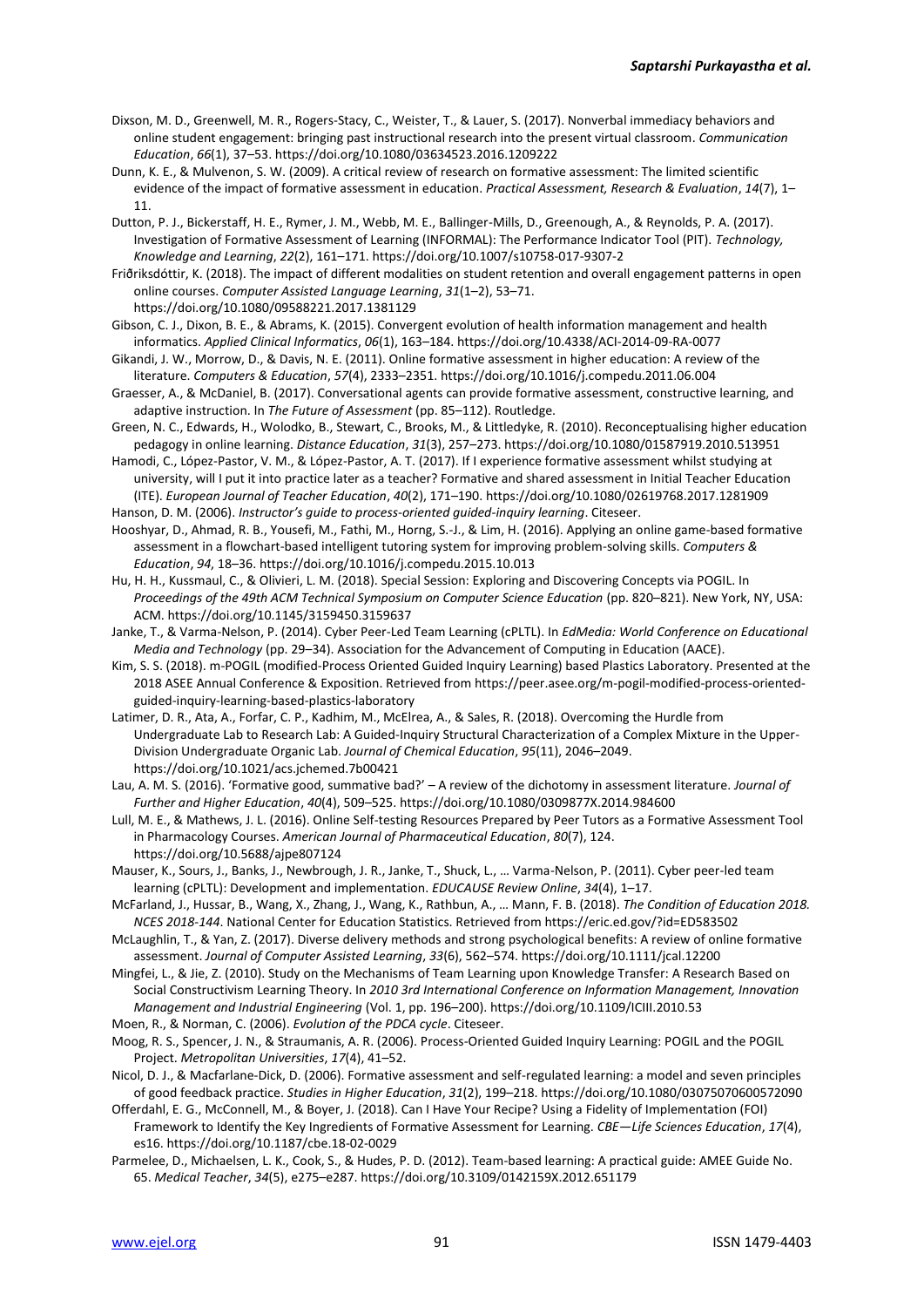Dixson, M. D., Greenwell, M. R., Rogers-Stacy, C., Weister, T., & Lauer, S. (2017). Nonverbal immediacy behaviors and online student engagement: bringing past instructional research into the present virtual classroom. *Communication Education*, *66*(1), 37–53. https://doi.org/10.1080/03634523.2016.1209222

Dunn, K. E., & Mulvenon, S. W. (2009). A critical review of research on formative assessment: The limited scientific evidence of the impact of formative assessment in education. *Practical Assessment, Research & Evaluation*, *14*(7), 1–11.

Dutton, P. J., Bickerstaff, H. E., Rymer, J. M., Webb, M. E., Ballinger-Mills, D., Greenough, A., & Reynolds, P. A. (2017). Investigation of Formative Assessment of Learning (INFORMAL): The Performance Indicator Tool (PIT). *Technology, Knowledge and Learning*, *22*(2), 161–171. https://doi.org/10.1007/s10758-017-9307-2

Friðriksdóttir, K. (2018). The impact of different modalities on student retention and overall engagement patterns in open online courses. *Computer Assisted Language Learning*, *31*(1–2), 53–71. https://doi.org/10.1080/09588221.2017.1381129

Gibson, C. J., Dixon, B. E., & Abrams, K. (2015). Convergent evolution of health information management and health informatics. *Applied Clinical Informatics*, *06*(1), 163–184. https://doi.org/10.4338/ACI-2014-09-RA-0077

Gikandi, J. W., Morrow, D., & Davis, N. E. (2011). Online formative assessment in higher education: A review of the literature. *Computers & Education*, *57*(4), 2333–2351. https://doi.org/10.1016/j.compedu.2011.06.004

Graesser, A., & McDaniel, B. (2017). Conversational agents can provide formative assessment, constructive learning, and adaptive instruction. In *The Future of Assessment* (pp. 85–112). Routledge.

Green, N. C., Edwards, H., Wolodko, B., Stewart, C., Brooks, M., & Littledyke, R. (2010). Reconceptualising higher education pedagogy in online learning. *Distance Education*, *31*(3), 257–273. https://doi.org/10.1080/01587919.2010.513951

Hamodi, C., López-Pastor, V. M., & López-Pastor, A. T. (2017). If I experience formative assessment whilst studying at university, will I put it into practice later as a teacher? Formative and shared assessment in Initial Teacher Education (ITE). *European Journal of Teacher Education*, *40*(2), 171–190. https://doi.org/10.1080/02619768.2017.1281909

Hanson, D. M. (2006). *Instructor's guide to process-oriented guided-inquiry learning*. Citeseer.

Hooshyar, D., Ahmad, R. B., Yousefi, M., Fathi, M., Horng, S.-J., & Lim, H. (2016). Applying an online game-based formative assessment in a flowchart-based intelligent tutoring system for improving problem-solving skills. *Computers & Education*, *94*, 18–36. https://doi.org/10.1016/j.compedu.2015.10.013

Hu, H. H., Kussmaul, C., & Olivieri, L. M. (2018). Special Session: Exploring and Discovering Concepts via POGIL. In *Proceedings of the 49th ACM Technical Symposium on Computer Science Education* (pp. 820–821). New York, NY, USA: ACM. https://doi.org/10.1145/3159450.3159637

Janke, T., & Varma-Nelson, P. (2014). Cyber Peer-Led Team Learning (cPLTL). In *EdMedia: World Conference on Educational Media and Technology* (pp. 29–34). Association for the Advancement of Computing in Education (AACE).

Kim, S. S. (2018). m-POGIL (modified-Process Oriented Guided Inquiry Learning) based Plastics Laboratory. Presented at the 2018 ASEE Annual Conference & Exposition. Retrieved from https://peer.asee.org/m-pogil-modified-process-oriented-guided-inquiry-learning-based-plastics-laboratory

Latimer, D. R., Ata, A., Forfar, C. P., Kadhim, M., McElrea, A., & Sales, R. (2018). Overcoming the Hurdle from Undergraduate Lab to Research Lab: A Guided-Inquiry Structural Characterization of a Complex Mixture in the Upper-Division Undergraduate Organic Lab. *Journal of Chemical Education*, *95*(11), 2046–2049. https://doi.org/10.1021/acs.jchemed.7b00421

Lau, A. M. S. (2016). 'Formative good, summative bad?' – A review of the dichotomy in assessment literature. *Journal of Further and Higher Education*, *40*(4), 509–525. https://doi.org/10.1080/0309877X.2014.984600

Lull, M. E., & Mathews, J. L. (2016). Online Self-testing Resources Prepared by Peer Tutors as a Formative Assessment Tool in Pharmacology Courses. *American Journal of Pharmaceutical Education*, *80*(7), 124. https://doi.org/10.5688/ajpe807124

Mauser, K., Sours, J., Banks, J., Newbrough, J. R., Janke, T., Shuck, L., … Varma-Nelson, P. (2011). Cyber peer-led team learning (cPLTL): Development and implementation. *EDUCAUSE Review Online*, *34*(4), 1–17.

McFarland, J., Hussar, B., Wang, X., Zhang, J., Wang, K., Rathbun, A., … Mann, F. B. (2018). *The Condition of Education 2018. NCES 2018-144*. National Center for Education Statistics. Retrieved from https://eric.ed.gov/?id=ED583502

McLaughlin, T., & Yan, Z. (2017). Diverse delivery methods and strong psychological benefits: A review of online formative assessment. *Journal of Computer Assisted Learning*, *33*(6), 562–574. https://doi.org/10.1111/jcal.12200

Mingfei, L., & Jie, Z. (2010). Study on the Mechanisms of Team Learning upon Knowledge Transfer: A Research Based on Social Constructivism Learning Theory. In *2010 3rd International Conference on Information Management, Innovation Management and Industrial Engineering* (Vol. 1, pp. 196–200). https://doi.org/10.1109/ICIII.2010.53

Moen, R., & Norman, C. (2006). *Evolution of the PDCA cycle*. Citeseer.

Moog, R. S., Spencer, J. N., & Straumanis, A. R. (2006). Process-Oriented Guided Inquiry Learning: POGIL and the POGIL Project. *Metropolitan Universities*, *17*(4), 41–52.

Nicol, D. J., & Macfarlane-Dick, D. (2006). Formative assessment and self-regulated learning: a model and seven principles of good feedback practice. *Studies in Higher Education*, *31*(2), 199–218. https://doi.org/10.1080/03075070600572090

Offerdahl, E. G., McConnell, M., & Boyer, J. (2018). Can I Have Your Recipe? Using a Fidelity of Implementation (FOI) Framework to Identify the Key Ingredients of Formative Assessment for Learning. *CBE—Life Sciences Education*, *17*(4), es16. https://doi.org/10.1187/cbe.18-02-0029

Parmelee, D., Michaelsen, L. K., Cook, S., & Hudes, P. D. (2012). Team-based learning: A practical guide: AMEE Guide No. 65. *Medical Teacher*, *34*(5), e275–e287. https://doi.org/10.3109/0142159X.2012.651179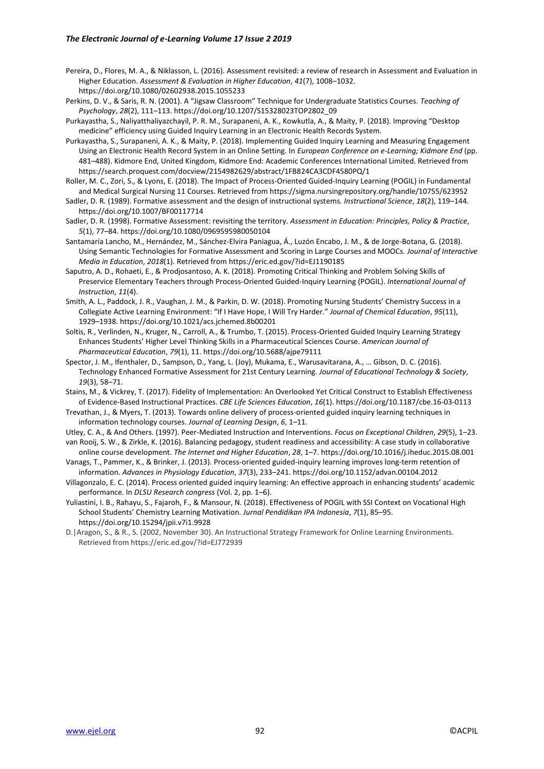Pereira, D., Flores, M. A., & Niklasson, L. (2016). Assessment revisited: a review of research in Assessment and Evaluation in Higher Education. *Assessment & Evaluation in Higher Education*, *41*(7), 1008–1032. https://doi.org/10.1080/02602938.2015.1055233

Perkins, D. V., & Saris, R. N. (2001). A "Jigsaw Classroom" Technique for Undergraduate Statistics Courses. *Teaching of Psychology*, *28*(2), 111–113. https://doi.org/10.1207/S15328023TOP2802_09

Purkayastha, S., Naliyatthaliyazchayil, P. R. M., Surapaneni, A. K., Kowkutla, A., & Maity, P. (2018). Improving "Desktop medicine" efficiency using Guided Inquiry Learning in an Electronic Health Records System.

Purkayastha, S., Surapaneni, A. K., & Maity, P. (2018). Implementing Guided Inquiry Learning and Measuring Engagement Using an Electronic Health Record System in an Online Setting. In *European Conference on e-Learning; Kidmore End* (pp. 481–488). Kidmore End, United Kingdom, Kidmore End: Academic Conferences International Limited. Retrieved from https://search.proquest.com/docview/2154982629/abstract/1FB824CA3CDF4580PQ/1

Roller, M. C., Zori, S., & Lyons, E. (2018). The Impact of Process-Oriented Guided-Inquiry Learning (POGIL) in Fundamental and Medical Surgical Nursing 11 Courses. Retrieved from https://sigma.nursingrepository.org/handle/10755/623952

Sadler, D. R. (1989). Formative assessment and the design of instructional systems. *Instructional Science*, *18*(2), 119–144. https://doi.org/10.1007/BF00117714

Sadler, D. R. (1998). Formative Assessment: revisiting the territory. *Assessment in Education: Principles, Policy & Practice*, *5*(1), 77–84. https://doi.org/10.1080/0969595980050104

Santamaría Lancho, M., Hernández, M., Sánchez-Elvira Paniagua, Á., Luzón Encabo, J. M., & de Jorge-Botana, G. (2018). Using Semantic Technologies for Formative Assessment and Scoring in Large Courses and MOOCs. *Journal of Interactive Media in Education*, *2018*(1). Retrieved from https://eric.ed.gov/?id=EJ1190185

Saputro, A. D., Rohaeti, E., & Prodjosantoso, A. K. (2018). Promoting Critical Thinking and Problem Solving Skills of Preservice Elementary Teachers through Process-Oriented Guided-Inquiry Learning (POGIL). *International Journal of Instruction*, *11*(4).

Smith, A. L., Paddock, J. R., Vaughan, J. M., & Parkin, D. W. (2018). Promoting Nursing Students' Chemistry Success in a Collegiate Active Learning Environment: "If I Have Hope, I Will Try Harder." *Journal of Chemical Education*, *95*(11), 1929–1938. https://doi.org/10.1021/acs.jchemed.8b00201

Soltis, R., Verlinden, N., Kruger, N., Carroll, A., & Trumbo, T. (2015). Process-Oriented Guided Inquiry Learning Strategy Enhances Students' Higher Level Thinking Skills in a Pharmaceutical Sciences Course. *American Journal of Pharmaceutical Education*, *79*(1), 11. https://doi.org/10.5688/ajpe79111

Spector, J. M., Ifenthaler, D., Sampson, D., Yang, L. (Joy), Mukama, E., Warusavitarana, A., … Gibson, D. C. (2016). Technology Enhanced Formative Assessment for 21st Century Learning. *Journal of Educational Technology & Society*, *19*(3), 58–71.

Stains, M., & Vickrey, T. (2017). Fidelity of Implementation: An Overlooked Yet Critical Construct to Establish Effectiveness of Evidence-Based Instructional Practices. *CBE Life Sciences Education*, *16*(1). https://doi.org/10.1187/cbe.16-03-0113

Trevathan, J., & Myers, T. (2013). Towards online delivery of process-oriented guided inquiry learning techniques in information technology courses. *Journal of Learning Design*, *6*, 1–11.

Utley, C. A., & And Others. (1997). Peer-Mediated Instruction and Interventions. *Focus on Exceptional Children*, *29*(5), 1–23.

van Rooij, S. W., & Zirkle, K. (2016). Balancing pedagogy, student readiness and accessibility: A case study in collaborative online course development. *The Internet and Higher Education*, *28*, 1–7. https://doi.org/10.1016/j.iheduc.2015.08.001

Vanags, T., Pammer, K., & Brinker, J. (2013). Process-oriented guided-inquiry learning improves long-term retention of information. *Advances in Physiology Education*, *37*(3), 233–241. https://doi.org/10.1152/advan.00104.2012

Villagonzalo, E. C. (2014). Process oriented guided inquiry learning: An effective approach in enhancing students' academic performance. In *DLSU Research congress* (Vol. 2, pp. 1–6).

Yuliastini, I. B., Rahayu, S., Fajaroh, F., & Mansour, N. (2018). Effectiveness of POGIL with SSI Context on Vocational High School Students' Chemistry Learning Motivation. *Jurnal Pendidikan IPA Indonesia*, *7*(1), 85–95. https://doi.org/10.15294/jpii.v7i1.9928

D.|Aragon, S., & R., S. (2002, November 30). An Instructional Strategy Framework for Online Learning Environments. Retrieved from https://eric.ed.gov/?id=EJ772939